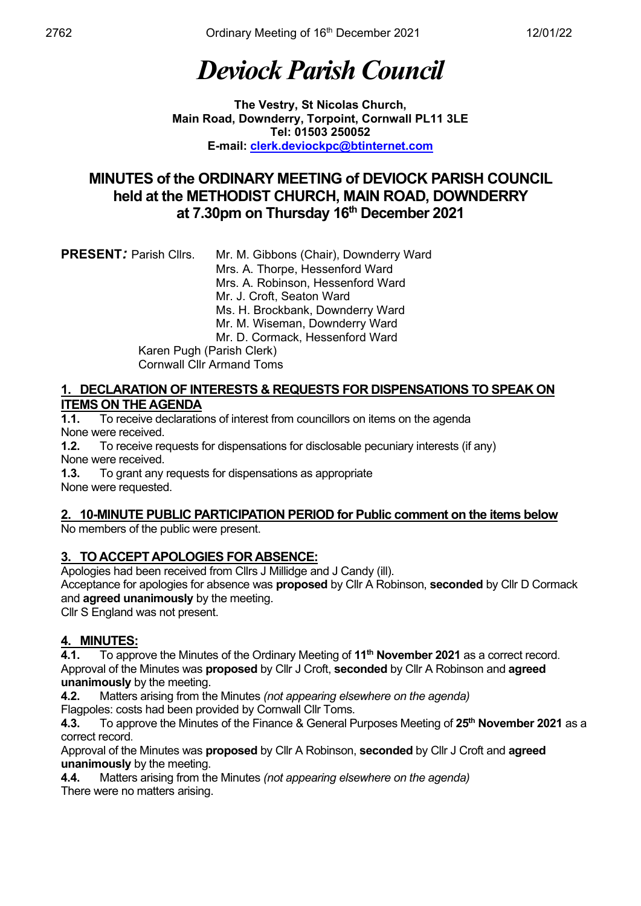# *Deviock Parish Council*

**The Vestry, St Nicolas Church,**
**Main Road, Downderry, Torpoint, Cornwall PL11 3LE**
**Tel: 01503 250052**
**E-mail: clerk.deviockpc@btinternet.com**

## MINUTES of the ORDINARY MEETING of DEVIOCK PARISH COUNCIL held at the METHODIST CHURCH, MAIN ROAD, DOWNDERRY at 7.30pm on Thursday 16th December 2021

**PRESENT*:*** Parish Cllrs.
Mr. M. Gibbons (Chair), Downderry Ward
Mrs. A. Thorpe, Hessenford Ward
Mrs. A. Robinson, Hessenford Ward
Mr. J. Croft, Seaton Ward
Ms. H. Brockbank, Downderry Ward
Mr. M. Wiseman, Downderry Ward
Mr. D. Cormack, Hessenford Ward

Karen Pugh (Parish Clerk)
Cornwall Cllr Armand Toms

### 1. DECLARATION OF INTERESTS & REQUESTS FOR DISPENSATIONS TO SPEAK ON ITEMS ON THE AGENDA

**1.1.** To receive declarations of interest from councillors on items on the agenda
None were received.

**1.2.** To receive requests for dispensations for disclosable pecuniary interests (if any)
None were received.

**1.3.** To grant any requests for dispensations as appropriate
None were requested.

### 2. 10-MINUTE PUBLIC PARTICIPATION PERIOD for Public comment on the items below

No members of the public were present.

### 3. TO ACCEPT APOLOGIES FOR ABSENCE:

Apologies had been received from Cllrs J Millidge and J Candy (ill).
Acceptance for apologies for absence was **proposed** by Cllr A Robinson, **seconded** by Cllr D Cormack and **agreed unanimously** by the meeting.
Cllr S England was not present.

### 4. MINUTES:

**4.1.** To approve the Minutes of the Ordinary Meeting of **11th November 2021** as a correct record.
Approval of the Minutes was **proposed** by Cllr J Croft, **seconded** by Cllr A Robinson and **agreed unanimously** by the meeting.

**4.2.** Matters arising from the Minutes *(not appearing elsewhere on the agenda)*
Flagpoles: costs had been provided by Cornwall Cllr Toms.

**4.3.** To approve the Minutes of the Finance & General Purposes Meeting of **25th November 2021** as a correct record.
Approval of the Minutes was **proposed** by Cllr A Robinson, **seconded** by Cllr J Croft and **agreed unanimously** by the meeting.

**4.4.** Matters arising from the Minutes *(not appearing elsewhere on the agenda)*
There were no matters arising.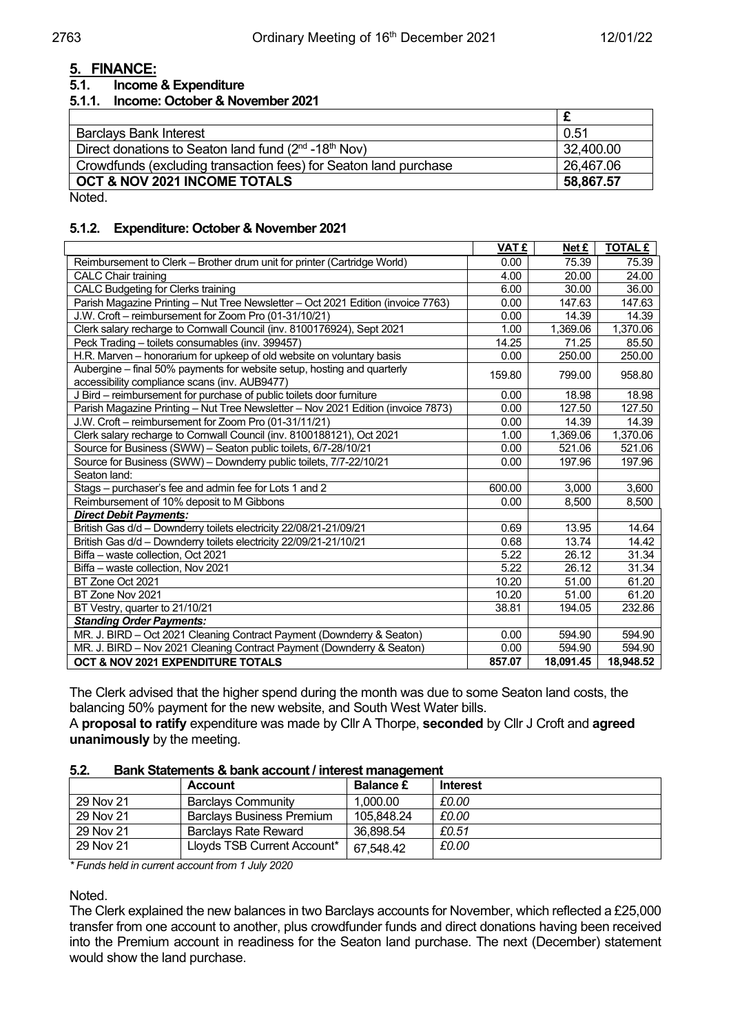## 5. FINANCE:

### 5.1. Income & Expenditure

#### 5.1.1. Income: October & November 2021

| | £ |
|---|---|
| Barclays Bank Interest | 0.51 |
| Direct donations to Seaton land fund (2nd -18th Nov) | 32,400.00 |
| Crowdfunds (excluding transaction fees) for Seaton land purchase | 26,467.06 |
| **OCT & NOV 2021 INCOME TOTALS** | **58,867.57** |

Noted.

#### 5.1.2. Expenditure: October & November 2021

| | VAT £ | Net £ | TOTAL £ |
|---|---|---|---|
| Reimbursement to Clerk – Brother drum unit for printer (Cartridge World) | 0.00 | 75.39 | 75.39 |
| CALC Chair training | 4.00 | 20.00 | 24.00 |
| CALC Budgeting for Clerks training | 6.00 | 30.00 | 36.00 |
| Parish Magazine Printing – Nut Tree Newsletter – Oct 2021 Edition (invoice 7763) | 0.00 | 147.63 | 147.63 |
| J.W. Croft – reimbursement for Zoom Pro (01-31/10/21) | 0.00 | 14.39 | 14.39 |
| Clerk salary recharge to Cornwall Council (inv. 8100176924), Sept 2021 | 1.00 | 1,369.06 | 1,370.06 |
| Peck Trading – toilets consumables (inv. 399457) | 14.25 | 71.25 | 85.50 |
| H.R. Marven – honorarium for upkeep of old website on voluntary basis | 0.00 | 250.00 | 250.00 |
| Aubergine – final 50% payments for website setup, hosting and quarterly accessibility compliance scans (inv. AUB9477) | 159.80 | 799.00 | 958.80 |
| J Bird – reimbursement for purchase of public toilets door furniture | 0.00 | 18.98 | 18.98 |
| Parish Magazine Printing – Nut Tree Newsletter – Nov 2021 Edition (invoice 7873) | 0.00 | 127.50 | 127.50 |
| J.W. Croft – reimbursement for Zoom Pro (01-31/11/21) | 0.00 | 14.39 | 14.39 |
| Clerk salary recharge to Cornwall Council (inv. 8100188121), Oct 2021 | 1.00 | 1,369.06 | 1,370.06 |
| Source for Business (SWW) – Seaton public toilets, 6/7-28/10/21 | 0.00 | 521.06 | 521.06 |
| Source for Business (SWW) – Downderry public toilets, 7/7-22/10/21 | 0.00 | 197.96 | 197.96 |
| Seaton land: | | | |
| Stags – purchaser's fee and admin fee for Lots 1 and 2 | 600.00 | 3,000 | 3,600 |
| Reimbursement of 10% deposit to M Gibbons | 0.00 | 8,500 | 8,500 |
| ***Direct Debit Payments:*** | | | |
| British Gas d/d – Downderry toilets electricity 22/08/21-21/09/21 | 0.69 | 13.95 | 14.64 |
| British Gas d/d – Downderry toilets electricity 22/09/21-21/10/21 | 0.68 | 13.74 | 14.42 |
| Biffa – waste collection, Oct 2021 | 5.22 | 26.12 | 31.34 |
| Biffa – waste collection, Nov 2021 | 5.22 | 26.12 | 31.34 |
| BT Zone Oct 2021 | 10.20 | 51.00 | 61.20 |
| BT Zone Nov 2021 | 10.20 | 51.00 | 61.20 |
| BT Vestry, quarter to 21/10/21 | 38.81 | 194.05 | 232.86 |
| ***Standing Order Payments:*** | | | |
| MR. J. BIRD – Oct 2021 Cleaning Contract Payment (Downderry & Seaton) | 0.00 | 594.90 | 594.90 |
| MR. J. BIRD – Nov 2021 Cleaning Contract Payment (Downderry & Seaton) | 0.00 | 594.90 | 594.90 |
| **OCT & NOV 2021 EXPENDITURE TOTALS** | **857.07** | **18,091.45** | **18,948.52** |

The Clerk advised that the higher spend during the month was due to some Seaton land costs, the balancing 50% payment for the new website, and South West Water bills.
A **proposal to ratify** expenditure was made by Cllr A Thorpe, **seconded** by Cllr J Croft and **agreed unanimously** by the meeting.

### 5.2. Bank Statements & bank account / interest management

| | Account | Balance £ | Interest |
|---|---|---|---|
| 29 Nov 21 | Barclays Community | 1,000.00 | *£0.00* |
| 29 Nov 21 | Barclays Business Premium | 105,848.24 | *£0.00* |
| 29 Nov 21 | Barclays Rate Reward | 36,898.54 | *£0.51* |
| 29 Nov 21 | Lloyds TSB Current Account* | 67,548.42 | *£0.00* |

*\* Funds held in current account from 1 July 2020*

Noted.
The Clerk explained the new balances in two Barclays accounts for November, which reflected a £25,000 transfer from one account to another, plus crowdfunder funds and direct donations having been received into the Premium account in readiness for the Seaton land purchase. The next (December) statement would show the land purchase.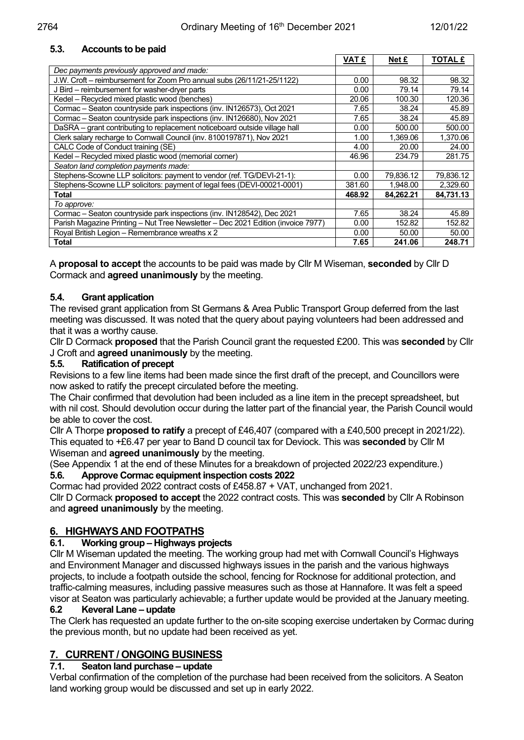### 5.3. Accounts to be paid

| | VAT £ | Net £ | TOTAL £ |
|---|---|---|---|
| *Dec payments previously approved and made:* | | | |
| J.W. Croft – reimbursement for Zoom Pro annual subs (26/11/21-25/1122) | 0.00 | 98.32 | 98.32 |
| J Bird – reimbursement for washer-dryer parts | 0.00 | 79.14 | 79.14 |
| Kedel – Recycled mixed plastic wood (benches) | 20.06 | 100.30 | 120.36 |
| Cormac – Seaton countryside park inspections (inv. IN126573), Oct 2021 | 7.65 | 38.24 | 45.89 |
| Cormac – Seaton countryside park inspections (inv. IN126680), Nov 2021 | 7.65 | 38.24 | 45.89 |
| DaSRA – grant contributing to replacement noticeboard outside village hall | 0.00 | 500.00 | 500.00 |
| Clerk salary recharge to Cornwall Council (inv. 8100197871), Nov 2021 | 1.00 | 1,369.06 | 1,370.06 |
| CALC Code of Conduct training (SE) | 4.00 | 20.00 | 24.00 |
| Kedel – Recycled mixed plastic wood (memorial corner) | 46.96 | 234.79 | 281.75 |
| *Seaton land completion payments made:* | | | |
| Stephens-Scowne LLP solicitors: payment to vendor (ref. TG/DEVI-21-1): | 0.00 | 79,836.12 | 79,836.12 |
| Stephens-Scowne LLP solicitors: payment of legal fees (DEVI-00021-0001) | 381.60 | 1,948.00 | 2,329.60 |
| **Total** | **468.92** | **84,262.21** | **84,731.13** |
| *To approve:* | | | |
| Cormac – Seaton countryside park inspections (inv. IN128542), Dec 2021 | 7.65 | 38.24 | 45.89 |
| Parish Magazine Printing – Nut Tree Newsletter – Dec 2021 Edition (invoice 7977) | 0.00 | 152.82 | 152.82 |
| Royal British Legion – Remembrance wreaths x 2 | 0.00 | 50.00 | 50.00 |
| **Total** | **7.65** | **241.06** | **248.71** |

A **proposal to accept** the accounts to be paid was made by Cllr M Wiseman, **seconded** by Cllr D Cormack and **agreed unanimously** by the meeting.

### 5.4. Grant application

The revised grant application from St Germans & Area Public Transport Group deferred from the last meeting was discussed. It was noted that the query about paying volunteers had been addressed and that it was a worthy cause.

Cllr D Cormack **proposed** that the Parish Council grant the requested £200. This was **seconded** by Cllr J Croft and **agreed unanimously** by the meeting.

### 5.5. Ratification of precept

Revisions to a few line items had been made since the first draft of the precept, and Councillors were now asked to ratify the precept circulated before the meeting.

The Chair confirmed that devolution had been included as a line item in the precept spreadsheet, but with nil cost. Should devolution occur during the latter part of the financial year, the Parish Council would be able to cover the cost.

Cllr A Thorpe **proposed to ratify** a precept of £46,407 (compared with a £40,500 precept in 2021/22). This equated to +£6.47 per year to Band D council tax for Deviock. This was **seconded** by Cllr M Wiseman and **agreed unanimously** by the meeting.

(See Appendix 1 at the end of these Minutes for a breakdown of projected 2022/23 expenditure.)

### 5.6. Approve Cormac equipment inspection costs 2022

Cormac had provided 2022 contract costs of £458.87 + VAT, unchanged from 2021.

Cllr D Cormack **proposed to accept** the 2022 contract costs. This was **seconded** by Cllr A Robinson and **agreed unanimously** by the meeting.

## 6. HIGHWAYS AND FOOTPATHS

### 6.1. Working group – Highways projects

Cllr M Wiseman updated the meeting. The working group had met with Cornwall Council's Highways and Environment Manager and discussed highways issues in the parish and the various highways projects, to include a footpath outside the school, fencing for Rocknose for additional protection, and traffic-calming measures, including passive measures such as those at Hannafore. It was felt a speed visor at Seaton was particularly achievable; a further update would be provided at the January meeting.

### 6.2 Keveral Lane – update

The Clerk has requested an update further to the on-site scoping exercise undertaken by Cormac during the previous month, but no update had been received as yet.

## 7. CURRENT / ONGOING BUSINESS

### 7.1. Seaton land purchase – update

Verbal confirmation of the completion of the purchase had been received from the solicitors. A Seaton land working group would be discussed and set up in early 2022.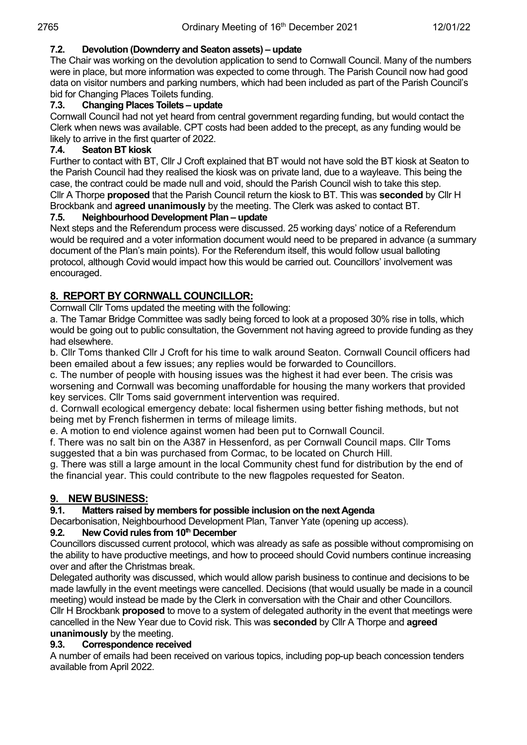### 7.2. Devolution (Downderry and Seaton assets) – update

The Chair was working on the devolution application to send to Cornwall Council. Many of the numbers were in place, but more information was expected to come through. The Parish Council now had good data on visitor numbers and parking numbers, which had been included as part of the Parish Council's bid for Changing Places Toilets funding.

### 7.3. Changing Places Toilets – update

Cornwall Council had not yet heard from central government regarding funding, but would contact the Clerk when news was available. CPT costs had been added to the precept, as any funding would be likely to arrive in the first quarter of 2022.

### 7.4. Seaton BT kiosk

Further to contact with BT, Cllr J Croft explained that BT would not have sold the BT kiosk at Seaton to the Parish Council had they realised the kiosk was on private land, due to a wayleave. This being the case, the contract could be made null and void, should the Parish Council wish to take this step.
Cllr A Thorpe **proposed** that the Parish Council return the kiosk to BT. This was **seconded** by Cllr H Brockbank and **agreed unanimously** by the meeting. The Clerk was asked to contact BT.

### 7.5. Neighbourhood Development Plan – update

Next steps and the Referendum process were discussed. 25 working days' notice of a Referendum would be required and a voter information document would need to be prepared in advance (a summary document of the Plan's main points). For the Referendum itself, this would follow usual balloting protocol, although Covid would impact how this would be carried out. Councillors' involvement was encouraged.

## 8. REPORT BY CORNWALL COUNCILLOR:

Cornwall Cllr Toms updated the meeting with the following:

a. The Tamar Bridge Committee was sadly being forced to look at a proposed 30% rise in tolls, which would be going out to public consultation, the Government not having agreed to provide funding as they had elsewhere.

b. Cllr Toms thanked Cllr J Croft for his time to walk around Seaton. Cornwall Council officers had been emailed about a few issues; any replies would be forwarded to Councillors.

c. The number of people with housing issues was the highest it had ever been. The crisis was worsening and Cornwall was becoming unaffordable for housing the many workers that provided key services. Cllr Toms said government intervention was required.

d. Cornwall ecological emergency debate: local fishermen using better fishing methods, but not being met by French fishermen in terms of mileage limits.

e. A motion to end violence against women had been put to Cornwall Council.

f. There was no salt bin on the A387 in Hessenford, as per Cornwall Council maps. Cllr Toms suggested that a bin was purchased from Cormac, to be located on Church Hill.

g. There was still a large amount in the local Community chest fund for distribution by the end of the financial year. This could contribute to the new flagpoles requested for Seaton.

## 9. NEW BUSINESS:

### 9.1. Matters raised by members for possible inclusion on the next Agenda

Decarbonisation, Neighbourhood Development Plan, Tanver Yate (opening up access).

### 9.2. New Covid rules from 10th December

Councillors discussed current protocol, which was already as safe as possible without compromising on the ability to have productive meetings, and how to proceed should Covid numbers continue increasing over and after the Christmas break.

Delegated authority was discussed, which would allow parish business to continue and decisions to be made lawfully in the event meetings were cancelled. Decisions (that would usually be made in a council meeting) would instead be made by the Clerk in conversation with the Chair and other Councillors.
Cllr H Brockbank **proposed** to move to a system of delegated authority in the event that meetings were cancelled in the New Year due to Covid risk. This was **seconded** by Cllr A Thorpe and **agreed unanimously** by the meeting.

### 9.3. Correspondence received

A number of emails had been received on various topics, including pop-up beach concession tenders available from April 2022.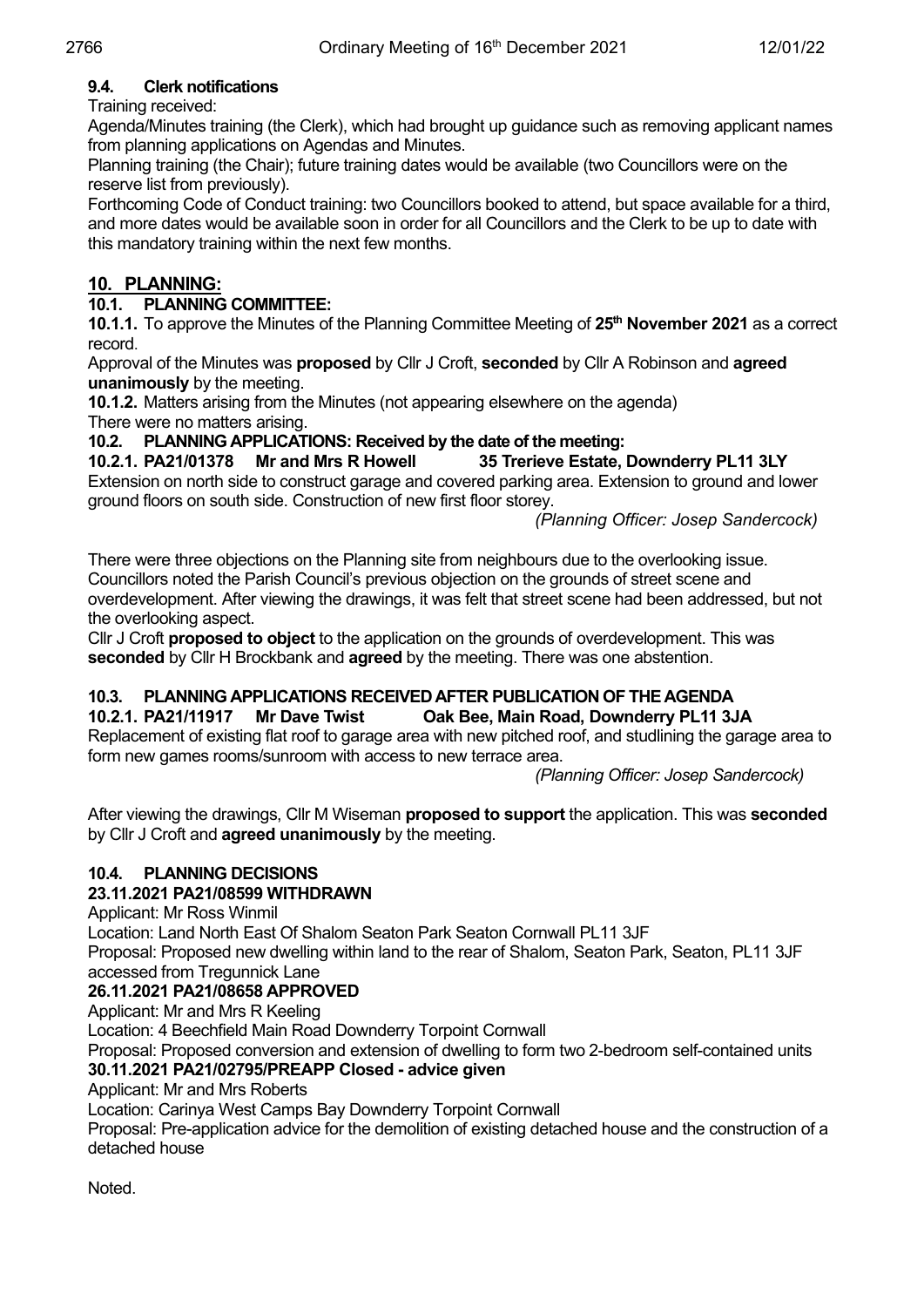### 9.4. Clerk notifications

Training received:

Agenda/Minutes training (the Clerk), which had brought up guidance such as removing applicant names from planning applications on Agendas and Minutes.

Planning training (the Chair); future training dates would be available (two Councillors were on the reserve list from previously).

Forthcoming Code of Conduct training: two Councillors booked to attend, but space available for a third, and more dates would be available soon in order for all Councillors and the Clerk to be up to date with this mandatory training within the next few months.

## 10. PLANNING:

### 10.1. PLANNING COMMITTEE:

**10.1.1.** To approve the Minutes of the Planning Committee Meeting of **25th November 2021** as a correct record.

Approval of the Minutes was **proposed** by Cllr J Croft, **seconded** by Cllr A Robinson and **agreed unanimously** by the meeting.

**10.1.2.** Matters arising from the Minutes (not appearing elsewhere on the agenda)

There were no matters arising.

### 10.2. PLANNING APPLICATIONS: Received by the date of the meeting:

**10.2.1. PA21/01378 Mr and Mrs R Howell 35 Trerieve Estate, Downderry PL11 3LY**

Extension on north side to construct garage and covered parking area. Extension to ground and lower ground floors on south side. Construction of new first floor storey.

*(Planning Officer: Josep Sandercock)*

There were three objections on the Planning site from neighbours due to the overlooking issue. Councillors noted the Parish Council's previous objection on the grounds of street scene and overdevelopment. After viewing the drawings, it was felt that street scene had been addressed, but not the overlooking aspect.

Cllr J Croft **proposed to object** to the application on the grounds of overdevelopment. This was **seconded** by Cllr H Brockbank and **agreed** by the meeting. There was one abstention.

### 10.3. PLANNING APPLICATIONS RECEIVED AFTER PUBLICATION OF THE AGENDA

**10.2.1. PA21/11917 Mr Dave Twist Oak Bee, Main Road, Downderry PL11 3JA**

Replacement of existing flat roof to garage area with new pitched roof, and studlining the garage area to form new games rooms/sunroom with access to new terrace area.

*(Planning Officer: Josep Sandercock)*

After viewing the drawings, Cllr M Wiseman **proposed to support** the application. This was **seconded** by Cllr J Croft and **agreed unanimously** by the meeting.

### 10.4. PLANNING DECISIONS

**23.11.2021 PA21/08599 WITHDRAWN**

Applicant: Mr Ross Winmil

Location: Land North East Of Shalom Seaton Park Seaton Cornwall PL11 3JF

Proposal: Proposed new dwelling within land to the rear of Shalom, Seaton Park, Seaton, PL11 3JF accessed from Tregunnick Lane

**26.11.2021 PA21/08658 APPROVED**

Applicant: Mr and Mrs R Keeling

Location: 4 Beechfield Main Road Downderry Torpoint Cornwall

Proposal: Proposed conversion and extension of dwelling to form two 2-bedroom self-contained units

**30.11.2021 PA21/02795/PREAPP Closed - advice given**

Applicant: Mr and Mrs Roberts

Location: Carinya West Camps Bay Downderry Torpoint Cornwall

Proposal: Pre-application advice for the demolition of existing detached house and the construction of a detached house

Noted.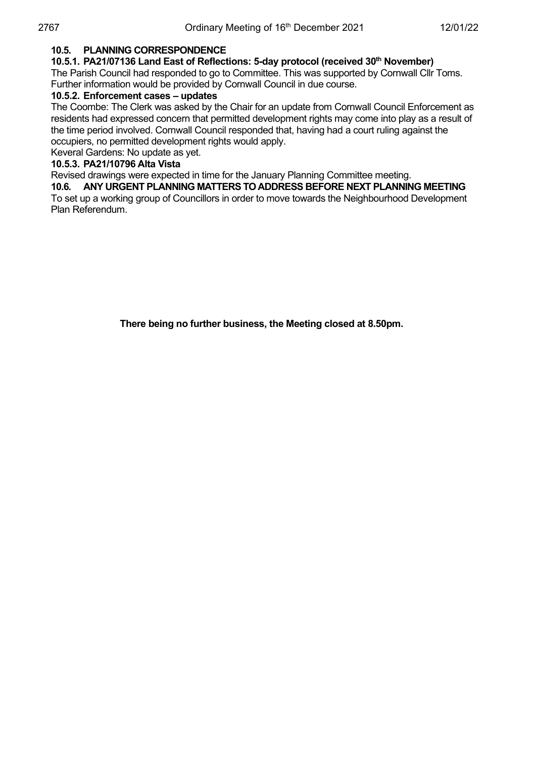## 10.5. PLANNING CORRESPONDENCE

### 10.5.1. PA21/07136 Land East of Reflections: 5-day protocol (received 30th November)

The Parish Council had responded to go to Committee. This was supported by Cornwall Cllr Toms. Further information would be provided by Cornwall Council in due course.

### 10.5.2. Enforcement cases – updates

The Coombe: The Clerk was asked by the Chair for an update from Cornwall Council Enforcement as residents had expressed concern that permitted development rights may come into play as a result of the time period involved. Cornwall Council responded that, having had a court ruling against the occupiers, no permitted development rights would apply.

Keveral Gardens: No update as yet.

### 10.5.3. PA21/10796 Alta Vista

Revised drawings were expected in time for the January Planning Committee meeting.

## 10.6. ANY URGENT PLANNING MATTERS TO ADDRESS BEFORE NEXT PLANNING MEETING

To set up a working group of Councillors in order to move towards the Neighbourhood Development Plan Referendum.

**There being no further business, the Meeting closed at 8.50pm.**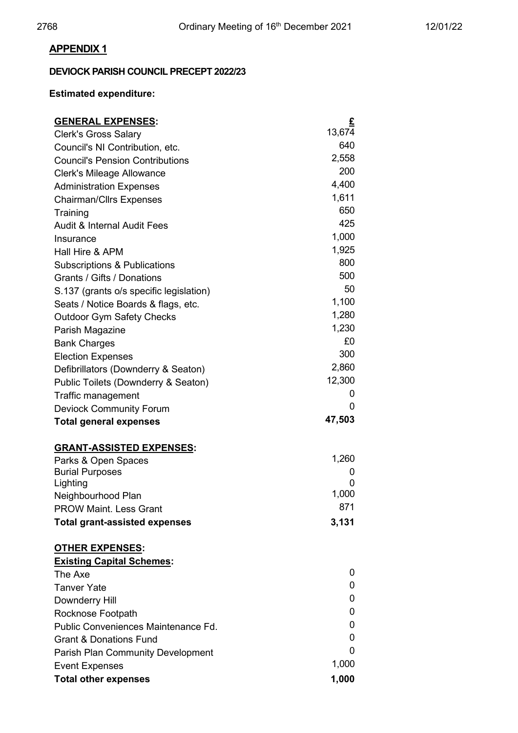## APPENDIX 1

### DEVIOCK PARISH COUNCIL PRECEPT 2022/23

**Estimated expenditure:**

| **GENERAL EXPENSES:** | **£** |
|---|---|
| Clerk's Gross Salary | 13,674 |
| Council's NI Contribution, etc. | 640 |
| Council's Pension Contributions | 2,558 |
| Clerk's Mileage Allowance | 200 |
| Administration Expenses | 4,400 |
| Chairman/Cllrs Expenses | 1,611 |
| Training | 650 |
| Audit & Internal Audit Fees | 425 |
| Insurance | 1,000 |
| Hall Hire & APM | 1,925 |
| Subscriptions & Publications | 800 |
| Grants / Gifts / Donations | 500 |
| S.137 (grants o/s specific legislation) | 50 |
| Seats / Notice Boards & flags, etc. | 1,100 |
| Outdoor Gym Safety Checks | 1,280 |
| Parish Magazine | 1,230 |
| Bank Charges | £0 |
| Election Expenses | 300 |
| Defibrillators (Downderry & Seaton) | 2,860 |
| Public Toilets (Downderry & Seaton) | 12,300 |
| Traffic management | 0 |
| Deviock Community Forum | 0 |
| **Total general expenses** | **47,503** |

| **GRANT-ASSISTED EXPENSES:** | |
|---|---|
| Parks & Open Spaces | 1,260 |
| Burial Purposes | 0 |
| Lighting | 0 |
| Neighbourhood Plan | 1,000 |
| PROW Maint. Less Grant | 871 |
| **Total grant-assisted expenses** | **3,131** |

| **OTHER EXPENSES:** | |
|---|---|
| **Existing Capital Schemes:** | |
| The Axe | 0 |
| Tanver Yate | 0 |
| Downderry Hill | 0 |
| Rocknose Footpath | 0 |
| Public Conveniences Maintenance Fd. | 0 |
| Grant & Donations Fund | 0 |
| Parish Plan Community Development | 0 |
| Event Expenses | 1,000 |
| **Total other expenses** | **1,000** |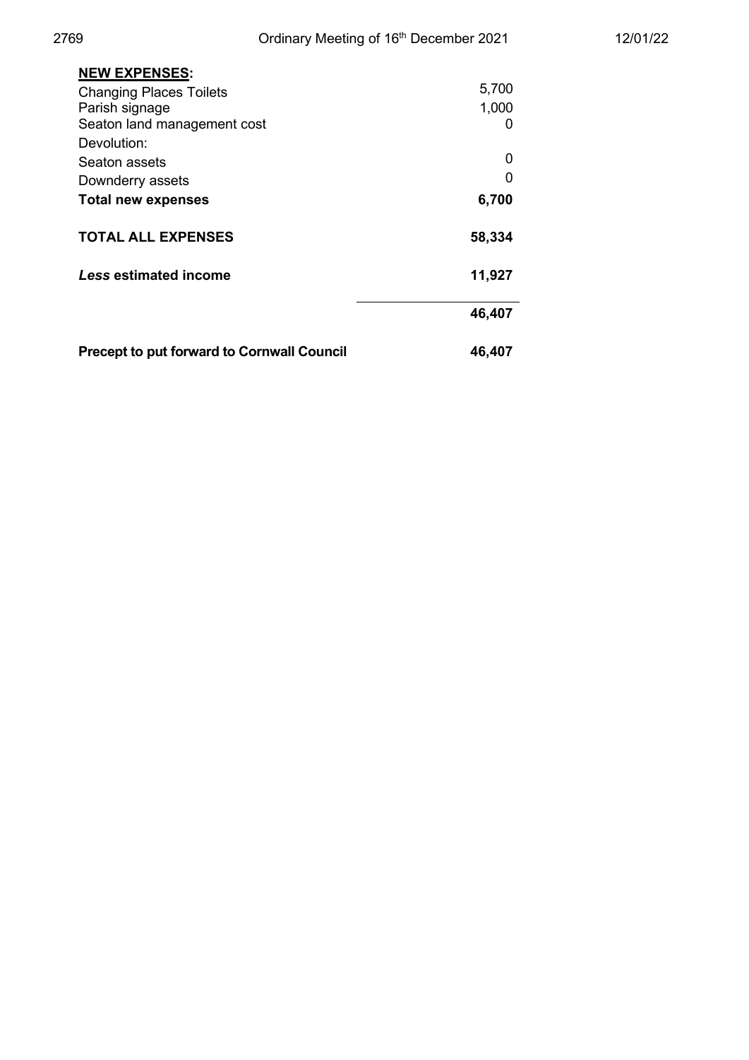**NEW EXPENSES:**

| | |
|---|---|
| Changing Places Toilets | 5,700 |
| Parish signage | 1,000 |
| Seaton land management cost | 0 |
| Devolution: | |
| Seaton assets | 0 |
| Downderry assets | 0 |
| **Total new expenses** | **6,700** |
| | |
| **TOTAL ALL EXPENSES** | **58,334** |
| | |
| ***Less* estimated income** | **11,927** |
| | **46,407** |
| | |
| **Precept to put forward to Cornwall Council** | **46,407** |